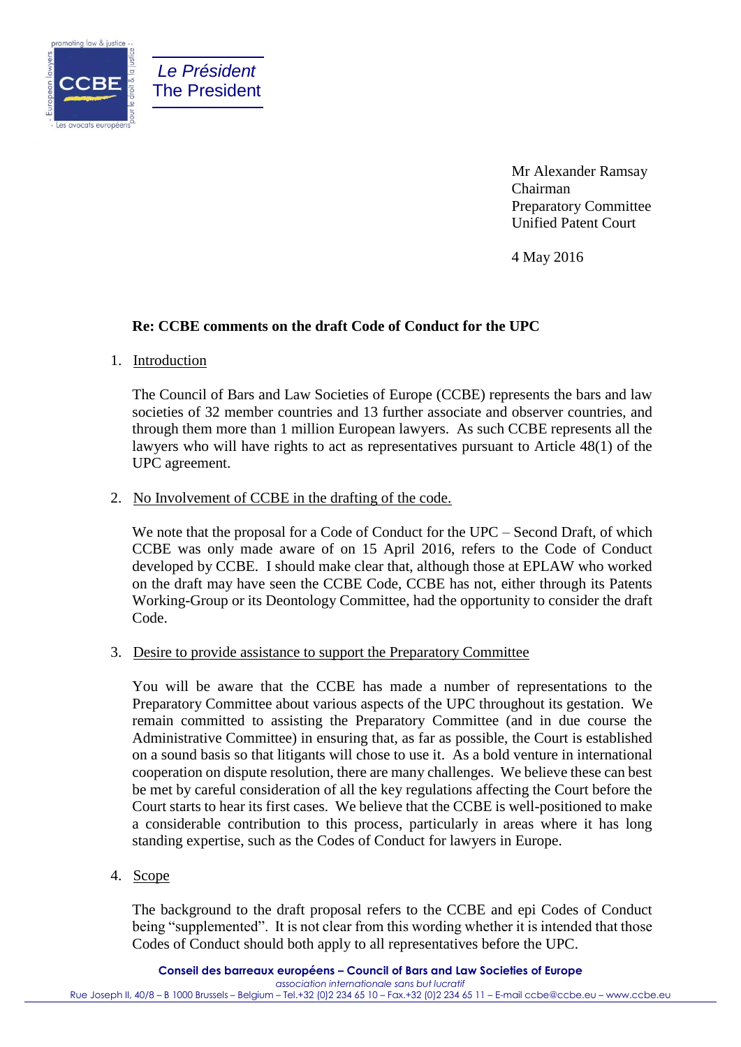*Le Président*
The President

Mr Alexander Ramsay
Chairman
Preparatory Committee
Unified Patent Court

4 May 2016

**Re: CCBE comments on the draft Code of Conduct for the UPC**

1. Introduction

   The Council of Bars and Law Societies of Europe (CCBE) represents the bars and law societies of 32 member countries and 13 further associate and observer countries, and through them more than 1 million European lawyers. As such CCBE represents all the lawyers who will have rights to act as representatives pursuant to Article 48(1) of the UPC agreement.

2. No Involvement of CCBE in the drafting of the code.

   We note that the proposal for a Code of Conduct for the UPC – Second Draft, of which CCBE was only made aware of on 15 April 2016, refers to the Code of Conduct developed by CCBE. I should make clear that, although those at EPLAW who worked on the draft may have seen the CCBE Code, CCBE has not, either through its Patents Working-Group or its Deontology Committee, had the opportunity to consider the draft Code.

3. Desire to provide assistance to support the Preparatory Committee

   You will be aware that the CCBE has made a number of representations to the Preparatory Committee about various aspects of the UPC throughout its gestation. We remain committed to assisting the Preparatory Committee (and in due course the Administrative Committee) in ensuring that, as far as possible, the Court is established on a sound basis so that litigants will chose to use it. As a bold venture in international cooperation on dispute resolution, there are many challenges. We believe these can best be met by careful consideration of all the key regulations affecting the Court before the Court starts to hear its first cases. We believe that the CCBE is well-positioned to make a considerable contribution to this process, particularly in areas where it has long standing expertise, such as the Codes of Conduct for lawyers in Europe.

4. Scope

   The background to the draft proposal refers to the CCBE and epi Codes of Conduct being "supplemented". It is not clear from this wording whether it is intended that those Codes of Conduct should both apply to all representatives before the UPC.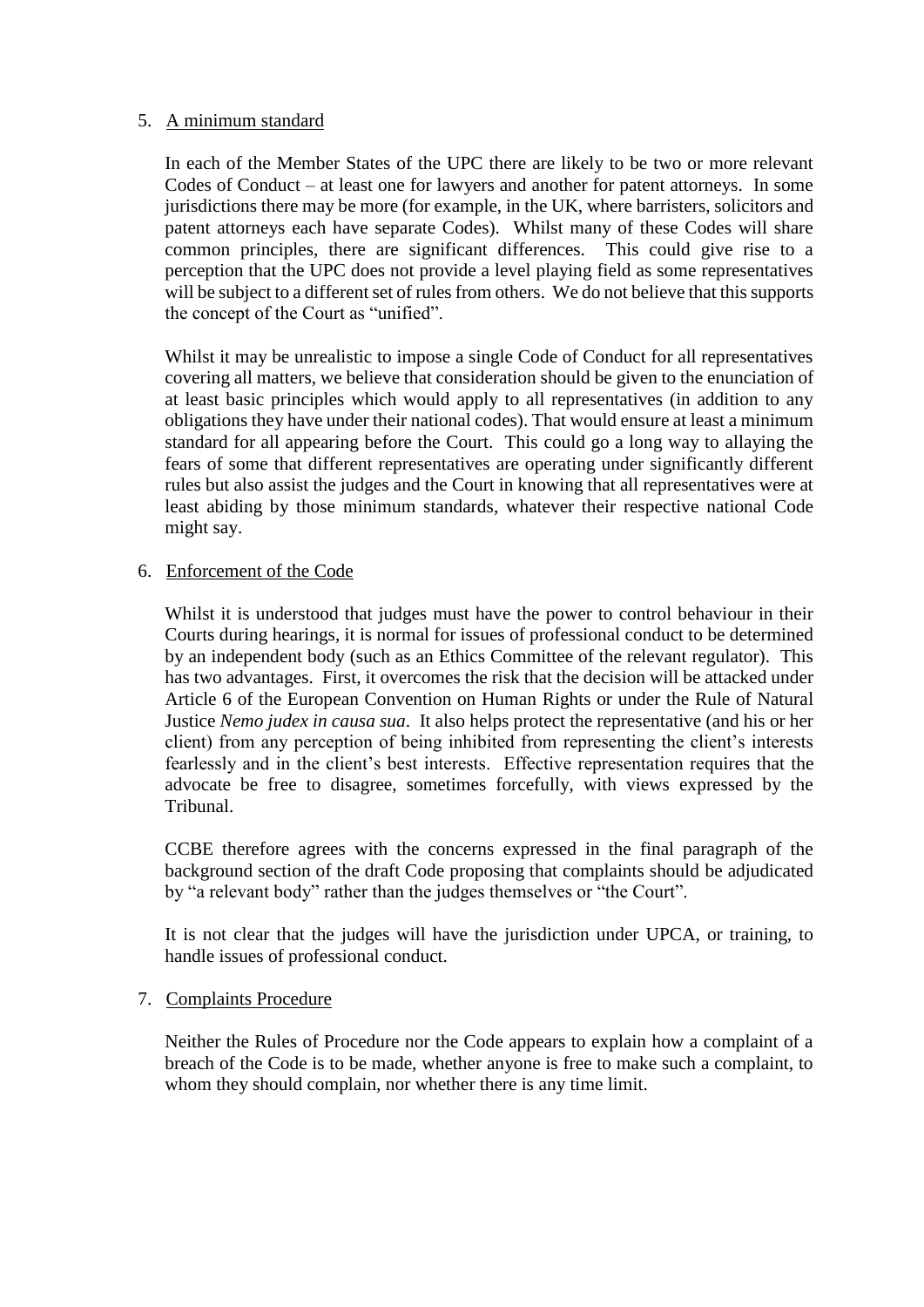5. <u>A minimum standard</u>

In each of the Member States of the UPC there are likely to be two or more relevant Codes of Conduct – at least one for lawyers and another for patent attorneys. In some jurisdictions there may be more (for example, in the UK, where barristers, solicitors and patent attorneys each have separate Codes). Whilst many of these Codes will share common principles, there are significant differences. This could give rise to a perception that the UPC does not provide a level playing field as some representatives will be subject to a different set of rules from others. We do not believe that this supports the concept of the Court as "unified".

Whilst it may be unrealistic to impose a single Code of Conduct for all representatives covering all matters, we believe that consideration should be given to the enunciation of at least basic principles which would apply to all representatives (in addition to any obligations they have under their national codes). That would ensure at least a minimum standard for all appearing before the Court. This could go a long way to allaying the fears of some that different representatives are operating under significantly different rules but also assist the judges and the Court in knowing that all representatives were at least abiding by those minimum standards, whatever their respective national Code might say.

6. <u>Enforcement of the Code</u>

Whilst it is understood that judges must have the power to control behaviour in their Courts during hearings, it is normal for issues of professional conduct to be determined by an independent body (such as an Ethics Committee of the relevant regulator). This has two advantages. First, it overcomes the risk that the decision will be attacked under Article 6 of the European Convention on Human Rights or under the Rule of Natural Justice *Nemo judex in causa sua*. It also helps protect the representative (and his or her client) from any perception of being inhibited from representing the client's interests fearlessly and in the client's best interests. Effective representation requires that the advocate be free to disagree, sometimes forcefully, with views expressed by the Tribunal.

CCBE therefore agrees with the concerns expressed in the final paragraph of the background section of the draft Code proposing that complaints should be adjudicated by "a relevant body" rather than the judges themselves or "the Court".

It is not clear that the judges will have the jurisdiction under UPCA, or training, to handle issues of professional conduct.

7. <u>Complaints Procedure</u>

Neither the Rules of Procedure nor the Code appears to explain how a complaint of a breach of the Code is to be made, whether anyone is free to make such a complaint, to whom they should complain, nor whether there is any time limit.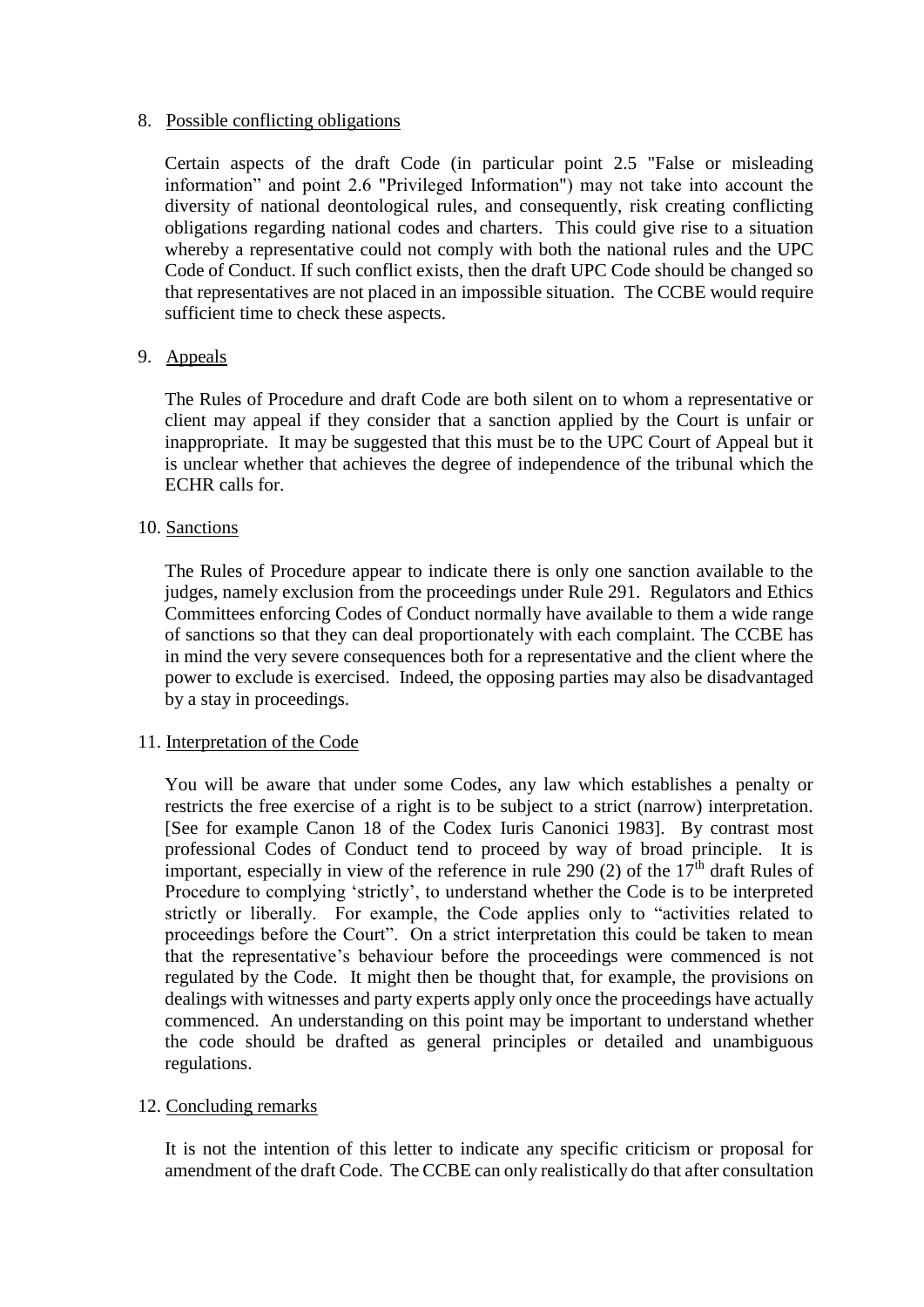8. Possible conflicting obligations

   Certain aspects of the draft Code (in particular point 2.5 "False or misleading information" and point 2.6 "Privileged Information") may not take into account the diversity of national deontological rules, and consequently, risk creating conflicting obligations regarding national codes and charters. This could give rise to a situation whereby a representative could not comply with both the national rules and the UPC Code of Conduct. If such conflict exists, then the draft UPC Code should be changed so that representatives are not placed in an impossible situation. The CCBE would require sufficient time to check these aspects.

9. Appeals

   The Rules of Procedure and draft Code are both silent on to whom a representative or client may appeal if they consider that a sanction applied by the Court is unfair or inappropriate. It may be suggested that this must be to the UPC Court of Appeal but it is unclear whether that achieves the degree of independence of the tribunal which the ECHR calls for.

10. Sanctions

    The Rules of Procedure appear to indicate there is only one sanction available to the judges, namely exclusion from the proceedings under Rule 291. Regulators and Ethics Committees enforcing Codes of Conduct normally have available to them a wide range of sanctions so that they can deal proportionately with each complaint. The CCBE has in mind the very severe consequences both for a representative and the client where the power to exclude is exercised. Indeed, the opposing parties may also be disadvantaged by a stay in proceedings.

11. Interpretation of the Code

    You will be aware that under some Codes, any law which establishes a penalty or restricts the free exercise of a right is to be subject to a strict (narrow) interpretation. [See for example Canon 18 of the Codex Iuris Canonici 1983]. By contrast most professional Codes of Conduct tend to proceed by way of broad principle. It is important, especially in view of the reference in rule 290 (2) of the 17th draft Rules of Procedure to complying 'strictly', to understand whether the Code is to be interpreted strictly or liberally. For example, the Code applies only to "activities related to proceedings before the Court". On a strict interpretation this could be taken to mean that the representative's behaviour before the proceedings were commenced is not regulated by the Code. It might then be thought that, for example, the provisions on dealings with witnesses and party experts apply only once the proceedings have actually commenced. An understanding on this point may be important to understand whether the code should be drafted as general principles or detailed and unambiguous regulations.

12. Concluding remarks

    It is not the intention of this letter to indicate any specific criticism or proposal for amendment of the draft Code. The CCBE can only realistically do that after consultation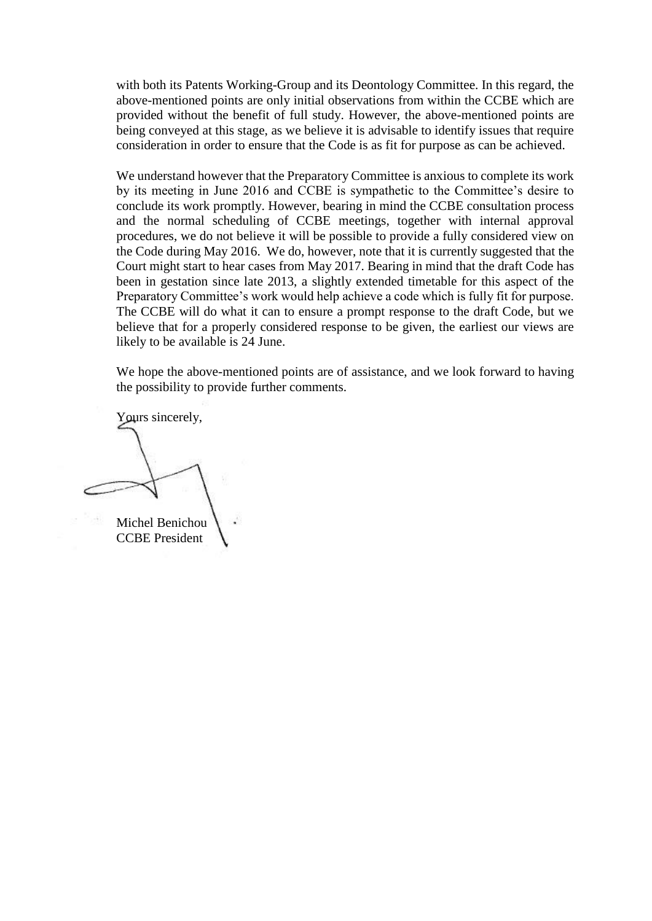with both its Patents Working-Group and its Deontology Committee. In this regard, the above-mentioned points are only initial observations from within the CCBE which are provided without the benefit of full study. However, the above-mentioned points are being conveyed at this stage, as we believe it is advisable to identify issues that require consideration in order to ensure that the Code is as fit for purpose as can be achieved.

We understand however that the Preparatory Committee is anxious to complete its work by its meeting in June 2016 and CCBE is sympathetic to the Committee's desire to conclude its work promptly. However, bearing in mind the CCBE consultation process and the normal scheduling of CCBE meetings, together with internal approval procedures, we do not believe it will be possible to provide a fully considered view on the Code during May 2016. We do, however, note that it is currently suggested that the Court might start to hear cases from May 2017. Bearing in mind that the draft Code has been in gestation since late 2013, a slightly extended timetable for this aspect of the Preparatory Committee's work would help achieve a code which is fully fit for purpose. The CCBE will do what it can to ensure a prompt response to the draft Code, but we believe that for a properly considered response to be given, the earliest our views are likely to be available is 24 June.

We hope the above-mentioned points are of assistance, and we look forward to having the possibility to provide further comments.

Yours sincerely,

Michel Benichou
CCBE President